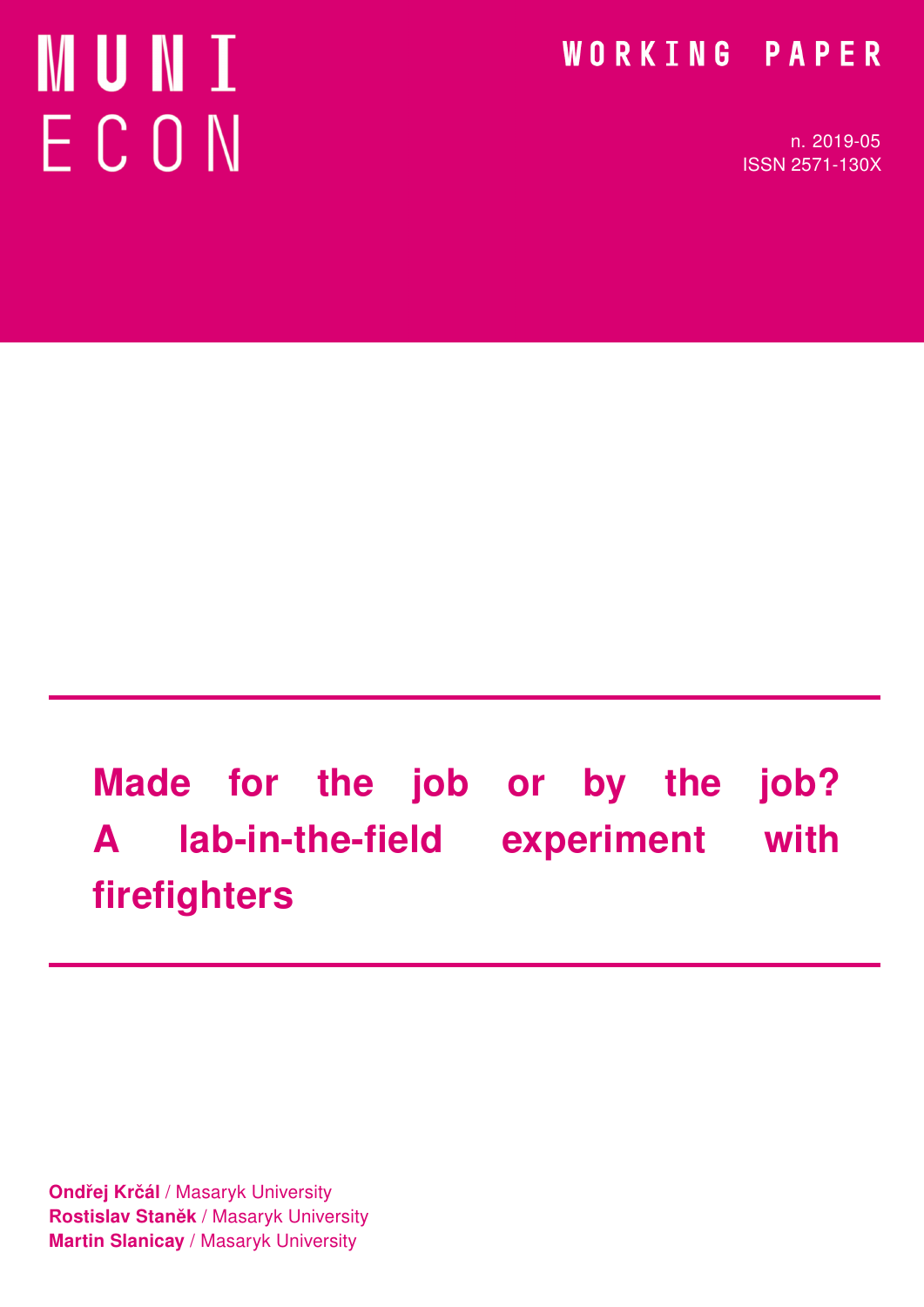MUNI ECON

WORKING PAPER

n. 2019-05
ISSN 2571-130X

# Made for the job or by the job? A lab-in-the-field experiment with firefighters

**Ondřej Krčál** / Masaryk University
**Rostislav Staněk** / Masaryk University
**Martin Slanicay** / Masaryk University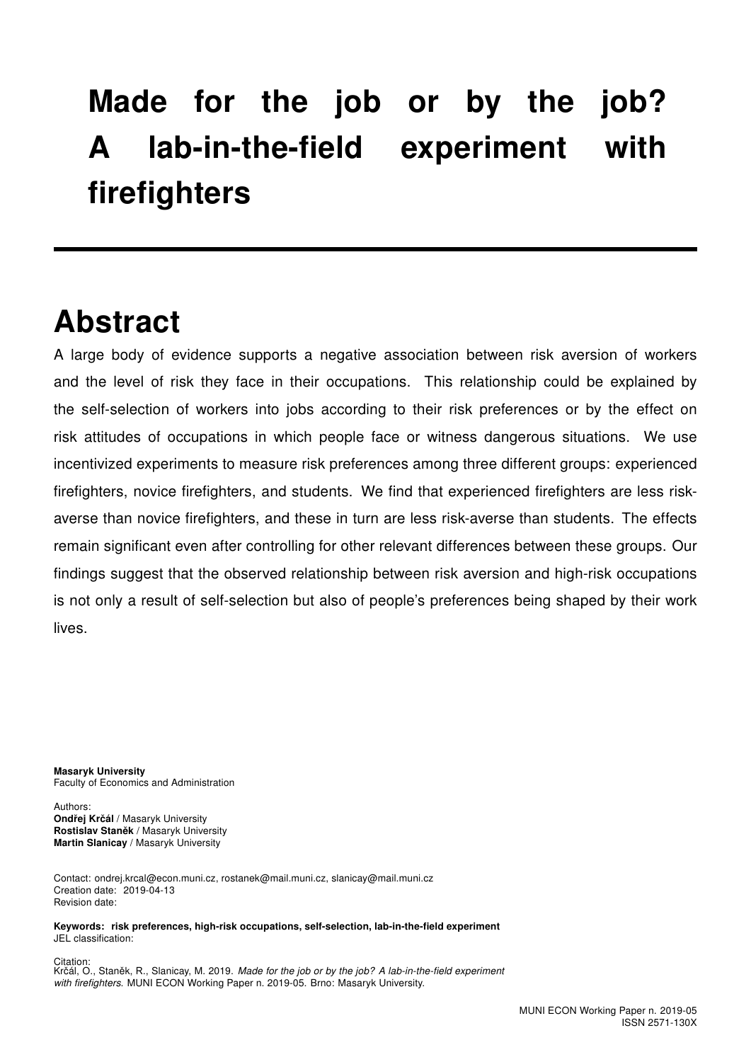# Made for the job or by the job? A lab-in-the-field experiment with firefighters

## Abstract

A large body of evidence supports a negative association between risk aversion of workers and the level of risk they face in their occupations. This relationship could be explained by the self-selection of workers into jobs according to their risk preferences or by the effect on risk attitudes of occupations in which people face or witness dangerous situations. We use incentivized experiments to measure risk preferences among three different groups: experienced firefighters, novice firefighters, and students. We find that experienced firefighters are less risk-averse than novice firefighters, and these in turn are less risk-averse than students. The effects remain significant even after controlling for other relevant differences between these groups. Our findings suggest that the observed relationship between risk aversion and high-risk occupations is not only a result of self-selection but also of people's preferences being shaped by their work lives.

**Masaryk University**
Faculty of Economics and Administration

Authors:
**Ondřej Krčál** / Masaryk University
**Rostislav Staněk** / Masaryk University
**Martin Slanicay** / Masaryk University

Contact: ondrej.krcal@econ.muni.cz, rostanek@mail.muni.cz, slanicay@mail.muni.cz
Creation date: 2019-04-13
Revision date:

**Keywords: risk preferences, high-risk occupations, self-selection, lab-in-the-field experiment**
JEL classification:

Citation:
Krčál, O., Staněk, R., Slanicay, M. 2019. *Made for the job or by the job? A lab-in-the-field experiment with firefighters.* MUNI ECON Working Paper n. 2019-05. Brno: Masaryk University.

MUNI ECON Working Paper n. 2019-05
ISSN 2571-130X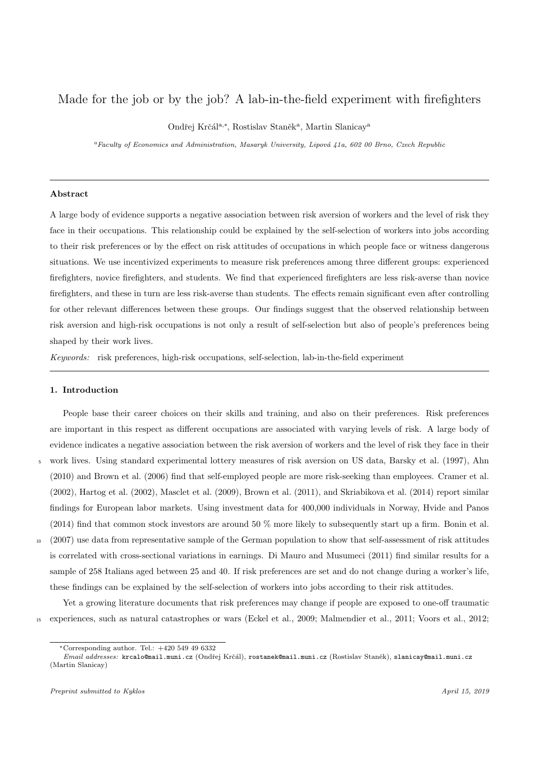# Made for the job or by the job? A lab-in-the-field experiment with firefighters

Ondřej Krčál[a,*], Rostislav Staněk[a], Martin Slanicay[a]

[a]*Faculty of Economics and Administration, Masaryk University, Lipová 41a, 602 00 Brno, Czech Republic*

---

**Abstract**

A large body of evidence supports a negative association between risk aversion of workers and the level of risk they face in their occupations. This relationship could be explained by the self-selection of workers into jobs according to their risk preferences or by the effect on risk attitudes of occupations in which people face or witness dangerous situations. We use incentivized experiments to measure risk preferences among three different groups: experienced firefighters, novice firefighters, and students. We find that experienced firefighters are less risk-averse than novice firefighters, and these in turn are less risk-averse than students. The effects remain significant even after controlling for other relevant differences between these groups. Our findings suggest that the observed relationship between risk aversion and high-risk occupations is not only a result of self-selection but also of people's preferences being shaped by their work lives.

*Keywords:* risk preferences, high-risk occupations, self-selection, lab-in-the-field experiment

---

## 1. Introduction

People base their career choices on their skills and training, and also on their preferences. Risk preferences are important in this respect as different occupations are associated with varying levels of risk. A large body of evidence indicates a negative association between the risk aversion of workers and the level of risk they face in their work lives. Using standard experimental lottery measures of risk aversion on US data, Barsky et al. (1997), Ahn (2010) and Brown et al. (2006) find that self-employed people are more risk-seeking than employees. Cramer et al. (2002), Hartog et al. (2002), Masclet et al. (2009), Brown et al. (2011), and Skriabikova et al. (2014) report similar findings for European labor markets. Using investment data for 400,000 individuals in Norway, Hvide and Panos (2014) find that common stock investors are around 50 % more likely to subsequently start up a firm. Bonin et al. (2007) use data from representative sample of the German population to show that self-assessment of risk attitudes is correlated with cross-sectional variations in earnings. Di Mauro and Musumeci (2011) find similar results for a sample of 258 Italians aged between 25 and 40. If risk preferences are set and do not change during a worker's life, these findings can be explained by the self-selection of workers into jobs according to their risk attitudes.

Yet a growing literature documents that risk preferences may change if people are exposed to one-off traumatic experiences, such as natural catastrophes or wars (Eckel et al., 2009; Malmendier et al., 2011; Voors et al., 2012;

---

*Corresponding author. Tel.: +420 549 49 6332

*Email addresses:* krcalo@mail.muni.cz (Ondřej Krčál), rostanek@mail.muni.cz (Rostislav Staněk), slanicay@mail.muni.cz (Martin Slanicay)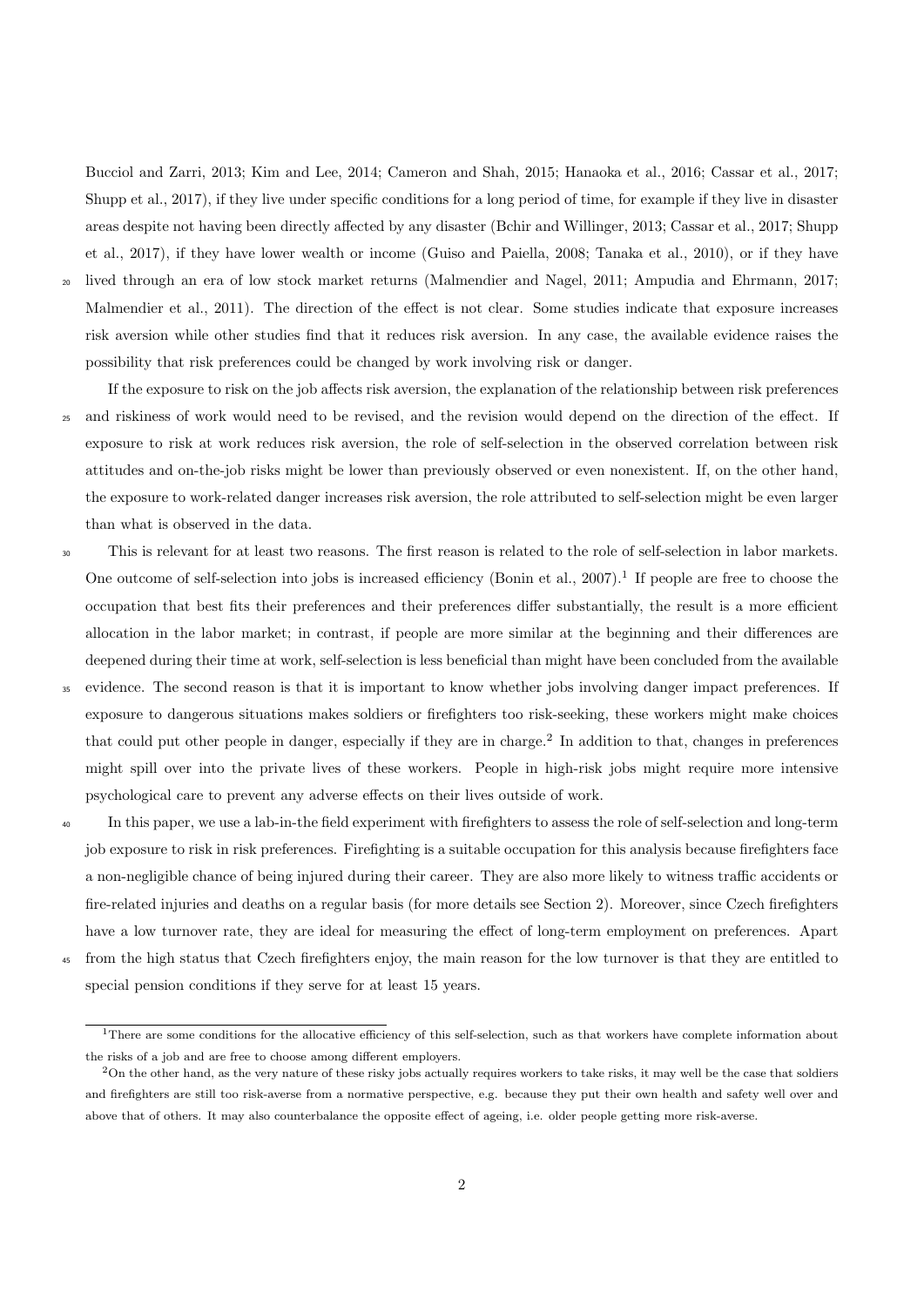Bucciol and Zarri, 2013; Kim and Lee, 2014; Cameron and Shah, 2015; Hanaoka et al., 2016; Cassar et al., 2017; Shupp et al., 2017), if they live under specific conditions for a long period of time, for example if they live in disaster areas despite not having been directly affected by any disaster (Bchir and Willinger, 2013; Cassar et al., 2017; Shupp et al., 2017), if they have lower wealth or income (Guiso and Paiella, 2008; Tanaka et al., 2010), or if they have lived through an era of low stock market returns (Malmendier and Nagel, 2011; Ampudia and Ehrmann, 2017; Malmendier et al., 2011). The direction of the effect is not clear. Some studies indicate that exposure increases risk aversion while other studies find that it reduces risk aversion. In any case, the available evidence raises the possibility that risk preferences could be changed by work involving risk or danger.

If the exposure to risk on the job affects risk aversion, the explanation of the relationship between risk preferences and riskiness of work would need to be revised, and the revision would depend on the direction of the effect. If exposure to risk at work reduces risk aversion, the role of self-selection in the observed correlation between risk attitudes and on-the-job risks might be lower than previously observed or even nonexistent. If, on the other hand, the exposure to work-related danger increases risk aversion, the role attributed to self-selection might be even larger than what is observed in the data.

This is relevant for at least two reasons. The first reason is related to the role of self-selection in labor markets. One outcome of self-selection into jobs is increased efficiency (Bonin et al., 2007).[1] If people are free to choose the occupation that best fits their preferences and their preferences differ substantially, the result is a more efficient allocation in the labor market; in contrast, if people are more similar at the beginning and their differences are deepened during their time at work, self-selection is less beneficial than might have been concluded from the available evidence. The second reason is that it is important to know whether jobs involving danger impact preferences. If exposure to dangerous situations makes soldiers or firefighters too risk-seeking, these workers might make choices that could put other people in danger, especially if they are in charge.[2] In addition to that, changes in preferences might spill over into the private lives of these workers. People in high-risk jobs might require more intensive psychological care to prevent any adverse effects on their lives outside of work.

In this paper, we use a lab-in-the field experiment with firefighters to assess the role of self-selection and long-term job exposure to risk in risk preferences. Firefighting is a suitable occupation for this analysis because firefighters face a non-negligible chance of being injured during their career. They are also more likely to witness traffic accidents or fire-related injuries and deaths on a regular basis (for more details see Section 2). Moreover, since Czech firefighters have a low turnover rate, they are ideal for measuring the effect of long-term employment on preferences. Apart from the high status that Czech firefighters enjoy, the main reason for the low turnover is that they are entitled to special pension conditions if they serve for at least 15 years.

[1] There are some conditions for the allocative efficiency of this self-selection, such as that workers have complete information about the risks of a job and are free to choose among different employers.

[2] On the other hand, as the very nature of these risky jobs actually requires workers to take risks, it may well be the case that soldiers and firefighters are still too risk-averse from a normative perspective, e.g. because they put their own health and safety well over and above that of others. It may also counterbalance the opposite effect of ageing, i.e. older people getting more risk-averse.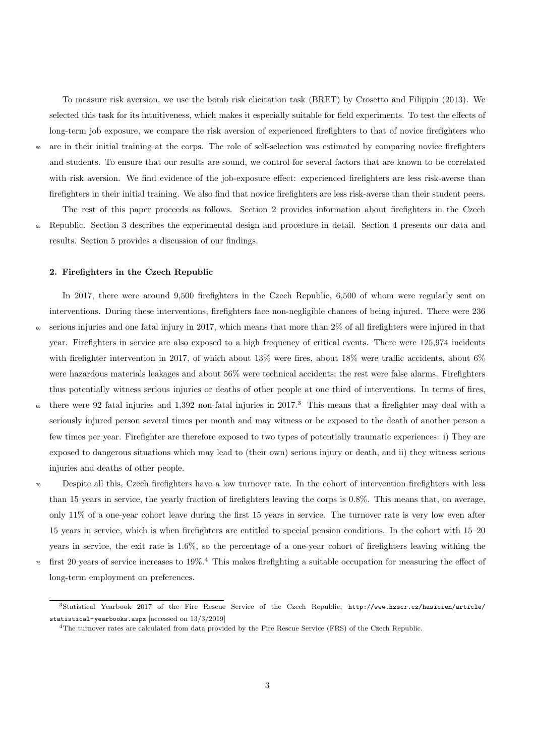To measure risk aversion, we use the bomb risk elicitation task (BRET) by Crosetto and Filippin (2013). We selected this task for its intuitiveness, which makes it especially suitable for field experiments. To test the effects of long-term job exposure, we compare the risk aversion of experienced firefighters to that of novice firefighters who are in their initial training at the corps. The role of self-selection was estimated by comparing novice firefighters and students. To ensure that our results are sound, we control for several factors that are known to be correlated with risk aversion. We find evidence of the job-exposure effect: experienced firefighters are less risk-averse than firefighters in their initial training. We also find that novice firefighters are less risk-averse than their student peers.

The rest of this paper proceeds as follows. Section 2 provides information about firefighters in the Czech Republic. Section 3 describes the experimental design and procedure in detail. Section 4 presents our data and results. Section 5 provides a discussion of our findings.

## 2. Firefighters in the Czech Republic

In 2017, there were around 9,500 firefighters in the Czech Republic, 6,500 of whom were regularly sent on interventions. During these interventions, firefighters face non-negligible chances of being injured. There were 236 serious injuries and one fatal injury in 2017, which means that more than 2% of all firefighters were injured in that year. Firefighters in service are also exposed to a high frequency of critical events. There were 125,974 incidents with firefighter intervention in 2017, of which about 13% were fires, about 18% were traffic accidents, about 6% were hazardous materials leakages and about 56% were technical accidents; the rest were false alarms. Firefighters thus potentially witness serious injuries or deaths of other people at one third of interventions. In terms of fires, there were 92 fatal injuries and 1,392 non-fatal injuries in 2017.[3] This means that a firefighter may deal with a seriously injured person several times per month and may witness or be exposed to the death of another person a few times per year. Firefighter are therefore exposed to two types of potentially traumatic experiences: i) They are exposed to dangerous situations which may lead to (their own) serious injury or death, and ii) they witness serious injuries and deaths of other people.

Despite all this, Czech firefighters have a low turnover rate. In the cohort of intervention firefighters with less than 15 years in service, the yearly fraction of firefighters leaving the corps is 0.8%. This means that, on average, only 11% of a one-year cohort leave during the first 15 years in service. The turnover rate is very low even after 15 years in service, which is when firefighters are entitled to special pension conditions. In the cohort with 15–20 years in service, the exit rate is 1.6%, so the percentage of a one-year cohort of firefighters leaving withing the first 20 years of service increases to 19%.[4] This makes firefighting a suitable occupation for measuring the effect of long-term employment on preferences.

---

[3] Statistical Yearbook 2017 of the Fire Rescue Service of the Czech Republic, `http://www.hzscr.cz/hasicien/article/statistical-yearbooks.aspx` [accessed on 13/3/2019]

[4] The turnover rates are calculated from data provided by the Fire Rescue Service (FRS) of the Czech Republic.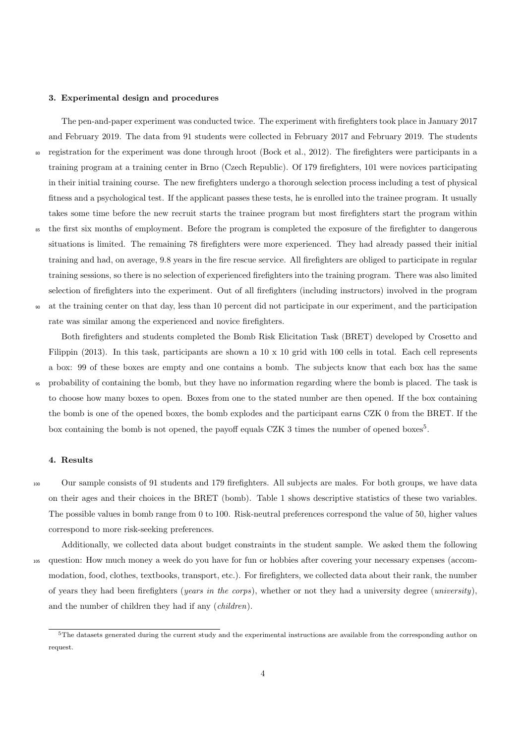### 3. Experimental design and procedures

The pen-and-paper experiment was conducted twice. The experiment with firefighters took place in January 2017 and February 2019. The data from 91 students were collected in February 2017 and February 2019. The students registration for the experiment was done through hroot (Bock et al., 2012). The firefighters were participants in a training program at a training center in Brno (Czech Republic). Of 179 firefighters, 101 were novices participating in their initial training course. The new firefighters undergo a thorough selection process including a test of physical fitness and a psychological test. If the applicant passes these tests, he is enrolled into the trainee program. It usually takes some time before the new recruit starts the trainee program but most firefighters start the program within the first six months of employment. Before the program is completed the exposure of the firefighter to dangerous situations is limited. The remaining 78 firefighters were more experienced. They had already passed their initial training and had, on average, 9.8 years in the fire rescue service. All firefighters are obliged to participate in regular training sessions, so there is no selection of experienced firefighters into the training program. There was also limited selection of firefighters into the experiment. Out of all firefighters (including instructors) involved in the program at the training center on that day, less than 10 percent did not participate in our experiment, and the participation rate was similar among the experienced and novice firefighters.

Both firefighters and students completed the Bomb Risk Elicitation Task (BRET) developed by Crosetto and Filippin (2013). In this task, participants are shown a 10 x 10 grid with 100 cells in total. Each cell represents a box: 99 of these boxes are empty and one contains a bomb. The subjects know that each box has the same probability of containing the bomb, but they have no information regarding where the bomb is placed. The task is to choose how many boxes to open. Boxes from one to the stated number are then opened. If the box containing the bomb is one of the opened boxes, the bomb explodes and the participant earns CZK 0 from the BRET. If the box containing the bomb is not opened, the payoff equals CZK 3 times the number of opened boxes[5].

### 4. Results

Our sample consists of 91 students and 179 firefighters. All subjects are males. For both groups, we have data on their ages and their choices in the BRET (bomb). Table 1 shows descriptive statistics of these two variables. The possible values in bomb range from 0 to 100. Risk-neutral preferences correspond the value of 50, higher values correspond to more risk-seeking preferences.

Additionally, we collected data about budget constraints in the student sample. We asked them the following question: How much money a week do you have for fun or hobbies after covering your necessary expenses (accommodation, food, clothes, textbooks, transport, etc.). For firefighters, we collected data about their rank, the number of years they had been firefighters (*years in the corps*), whether or not they had a university degree (*university*), and the number of children they had if any (*children*).

[5]The datasets generated during the current study and the experimental instructions are available from the corresponding author on request.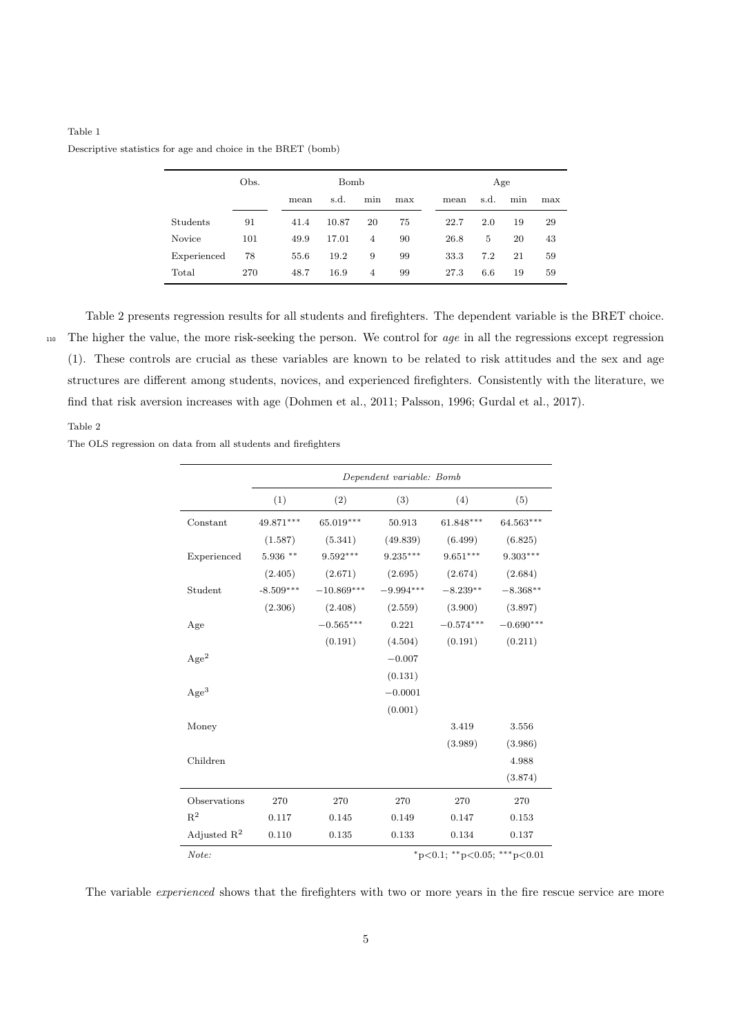Table 1

Descriptive statistics for age and choice in the BRET (bomb)

| | Obs. | Bomb | | | | Age | | | |
|---|---|---|---|---|---|---|---|---|---|
| | | mean | s.d. | min | max | mean | s.d. | min | max |
| Students | 91 | 41.4 | 10.87 | 20 | 75 | 22.7 | 2.0 | 19 | 29 |
| Novice | 101 | 49.9 | 17.01 | 4 | 90 | 26.8 | 5 | 20 | 43 |
| Experienced | 78 | 55.6 | 19.2 | 9 | 99 | 33.3 | 7.2 | 21 | 59 |
| Total | 270 | 48.7 | 16.9 | 4 | 99 | 27.3 | 6.6 | 19 | 59 |

Table 2 presents regression results for all students and firefighters. The dependent variable is the BRET choice. The higher the value, the more risk-seeking the person. We control for *age* in all the regressions except regression (1). These controls are crucial as these variables are known to be related to risk attitudes and the sex and age structures are different among students, novices, and experienced firefighters. Consistently with the literature, we find that risk aversion increases with age (Dohmen et al., 2011; Palsson, 1996; Gurdal et al., 2017).

Table 2

The OLS regression on data from all students and firefighters

| | *Dependent variable: Bomb* | | | | |
|---|---|---|---|---|---|
| | (1) | (2) | (3) | (4) | (5) |
| Constant | 49.871*** | 65.019*** | 50.913 | 61.848*** | 64.563*** |
| | (1.587) | (5.341) | (49.839) | (6.499) | (6.825) |
| Experienced | 5.936 ** | 9.592*** | 9.235*** | 9.651*** | 9.303*** |
| | (2.405) | (2.671) | (2.695) | (2.674) | (2.684) |
| Student | -8.509*** | −10.869*** | −9.994*** | −8.239** | −8.368** |
| | (2.306) | (2.408) | (2.559) | (3.900) | (3.897) |
| Age | | −0.565*** | 0.221 | −0.574*** | −0.690*** |
| | | (0.191) | (4.504) | (0.191) | (0.211) |
| $Age^2$ | | | −0.007 | | |
| | | | (0.131) | | |
| $Age^3$ | | | −0.0001 | | |
| | | | (0.001) | | |
| Money | | | | 3.419 | 3.556 |
| | | | | (3.989) | (3.986) |
| Children | | | | | 4.988 |
| | | | | | (3.874) |
| Observations | 270 | 270 | 270 | 270 | 270 |
| $R^2$ | 0.117 | 0.145 | 0.149 | 0.147 | 0.153 |
| Adjusted $R^2$ | 0.110 | 0.135 | 0.133 | 0.134 | 0.137 |
| *Note:* | | | | | *p<0.1; **p<0.05; ***p<0.01 |

The variable *experienced* shows that the firefighters with two or more years in the fire rescue service are more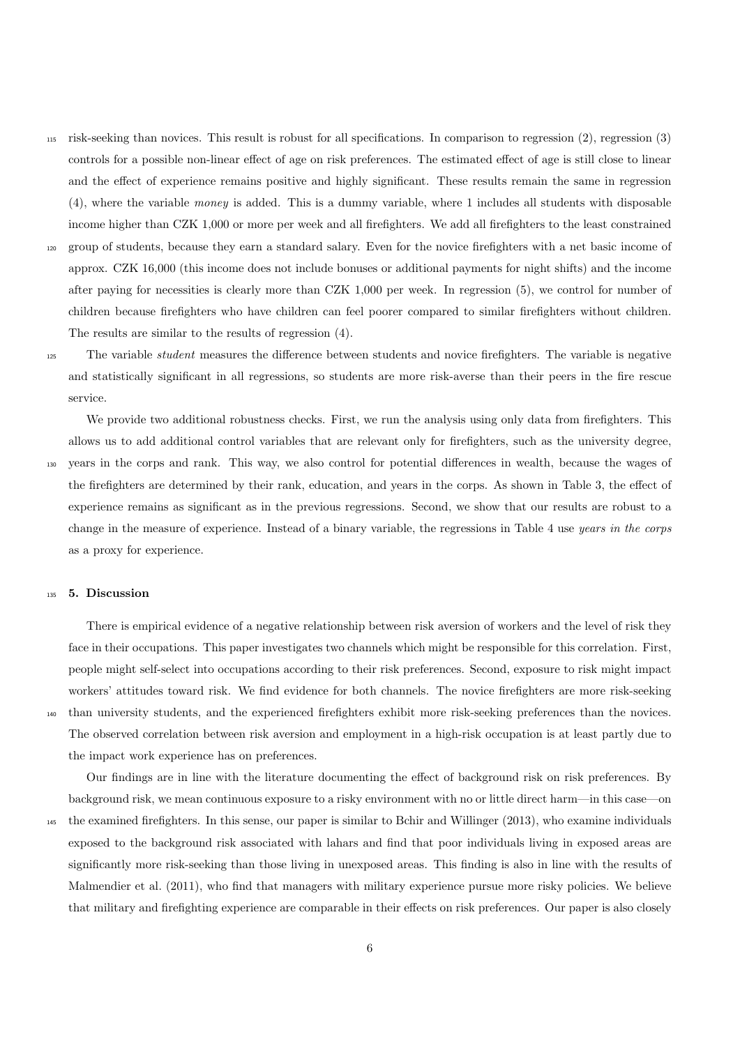risk-seeking than novices. This result is robust for all specifications. In comparison to regression (2), regression (3) controls for a possible non-linear effect of age on risk preferences. The estimated effect of age is still close to linear and the effect of experience remains positive and highly significant. These results remain the same in regression (4), where the variable *money* is added. This is a dummy variable, where 1 includes all students with disposable income higher than CZK 1,000 or more per week and all firefighters. We add all firefighters to the least constrained group of students, because they earn a standard salary. Even for the novice firefighters with a net basic income of approx. CZK 16,000 (this income does not include bonuses or additional payments for night shifts) and the income after paying for necessities is clearly more than CZK 1,000 per week. In regression (5), we control for number of children because firefighters who have children can feel poorer compared to similar firefighters without children. The results are similar to the results of regression (4).

The variable *student* measures the difference between students and novice firefighters. The variable is negative and statistically significant in all regressions, so students are more risk-averse than their peers in the fire rescue service.

We provide two additional robustness checks. First, we run the analysis using only data from firefighters. This allows us to add additional control variables that are relevant only for firefighters, such as the university degree, years in the corps and rank. This way, we also control for potential differences in wealth, because the wages of the firefighters are determined by their rank, education, and years in the corps. As shown in Table 3, the effect of experience remains as significant as in the previous regressions. Second, we show that our results are robust to a change in the measure of experience. Instead of a binary variable, the regressions in Table 4 use *years in the corps* as a proxy for experience.

## 5. Discussion

There is empirical evidence of a negative relationship between risk aversion of workers and the level of risk they face in their occupations. This paper investigates two channels which might be responsible for this correlation. First, people might self-select into occupations according to their risk preferences. Second, exposure to risk might impact workers' attitudes toward risk. We find evidence for both channels. The novice firefighters are more risk-seeking than university students, and the experienced firefighters exhibit more risk-seeking preferences than the novices. The observed correlation between risk aversion and employment in a high-risk occupation is at least partly due to the impact work experience has on preferences.

Our findings are in line with the literature documenting the effect of background risk on risk preferences. By background risk, we mean continuous exposure to a risky environment with no or little direct harm—in this case—on the examined firefighters. In this sense, our paper is similar to Bchir and Willinger (2013), who examine individuals exposed to the background risk associated with lahars and find that poor individuals living in exposed areas are significantly more risk-seeking than those living in unexposed areas. This finding is also in line with the results of Malmendier et al. (2011), who find that managers with military experience pursue more risky policies. We believe that military and firefighting experience are comparable in their effects on risk preferences. Our paper is also closely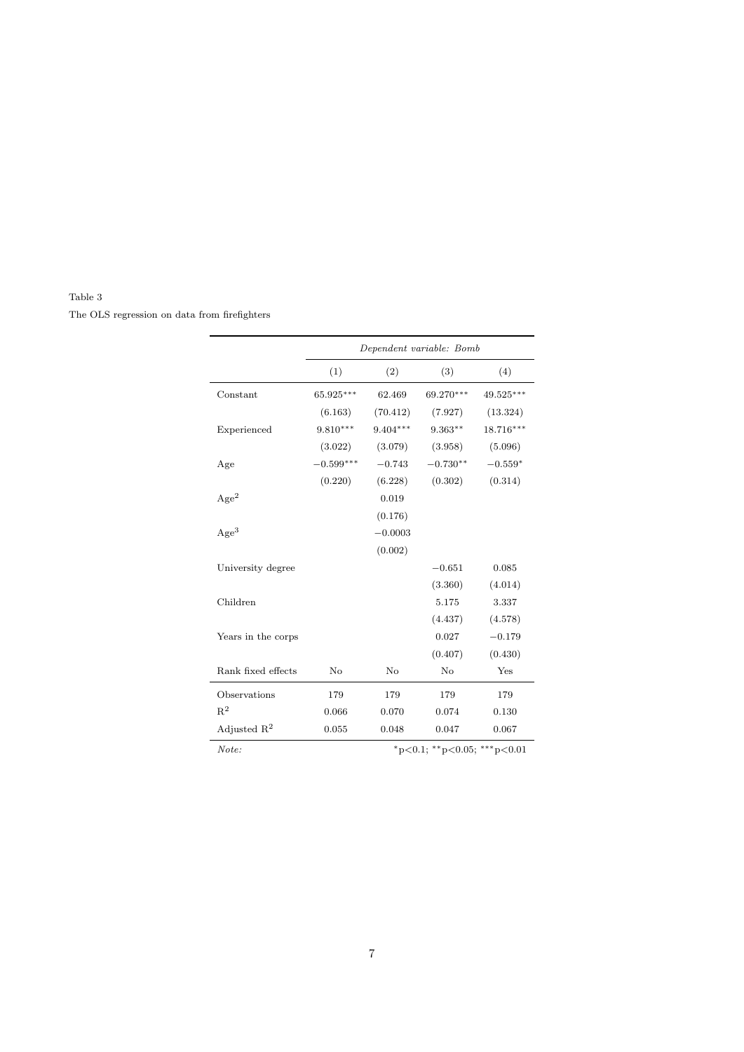Table 3

The OLS regression on data from firefighters

| | *Dependent variable: Bomb* | | | |
|---|---|---|---|---|
| | (1) | (2) | (3) | (4) |
| Constant | 65.925*** | 62.469 | 69.270*** | 49.525*** |
| | (6.163) | (70.412) | (7.927) | (13.324) |
| Experienced | 9.810*** | 9.404*** | 9.363** | 18.716*** |
| | (3.022) | (3.079) | (3.958) | (5.096) |
| Age | −0.599*** | −0.743 | −0.730** | −0.559* |
| | (0.220) | (6.228) | (0.302) | (0.314) |
| $\text{Age}^2$ | | 0.019 | | |
| | | (0.176) | | |
| $\text{Age}^3$ | | −0.0003 | | |
| | | (0.002) | | |
| University degree | | | −0.651 | 0.085 |
| | | | (3.360) | (4.014) |
| Children | | | 5.175 | 3.337 |
| | | | (4.437) | (4.578) |
| Years in the corps | | | 0.027 | −0.179 |
| | | | (0.407) | (0.430) |
| Rank fixed effects | No | No | No | Yes |
| Observations | 179 | 179 | 179 | 179 |
| $R^2$ | 0.066 | 0.070 | 0.074 | 0.130 |
| Adjusted $R^2$ | 0.055 | 0.048 | 0.047 | 0.067 |

*Note:* *p<0.1; **p<0.05; ***p<0.01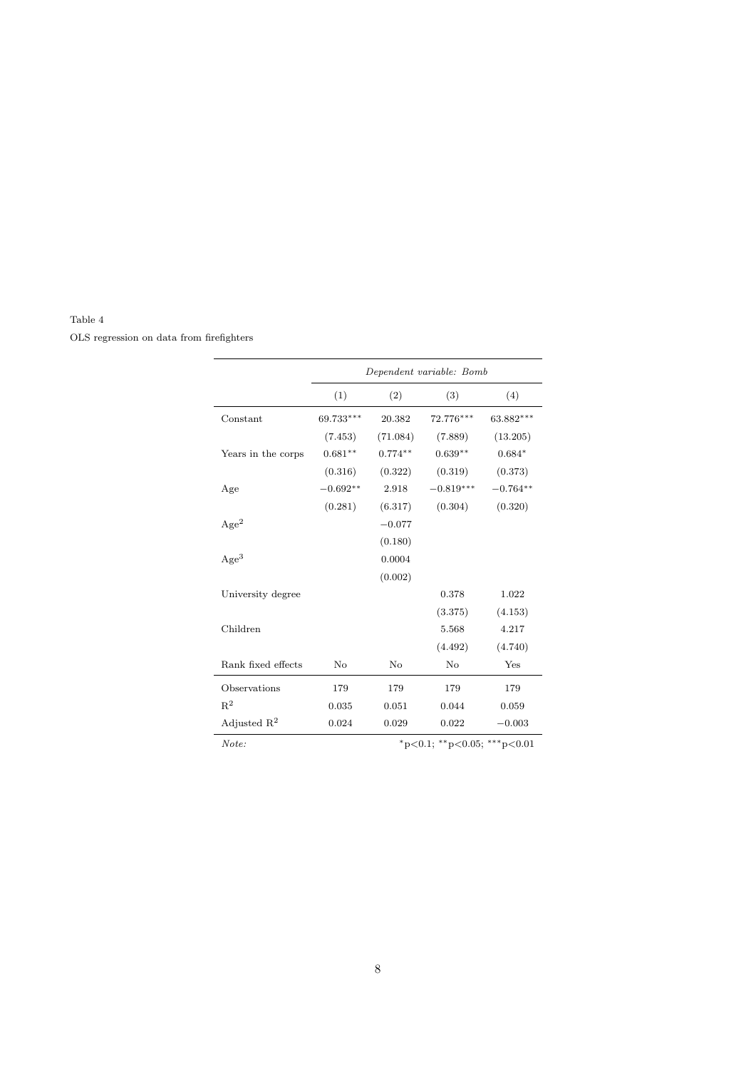Table 4

OLS regression on data from firefighters

| | *Dependent variable: Bomb* | | | |
|---|---|---|---|---|
| | (1) | (2) | (3) | (4) |
| Constant | 69.733*** | 20.382 | 72.776*** | 63.882*** |
| | (7.453) | (71.084) | (7.889) | (13.205) |
| Years in the corps | 0.681** | 0.774** | 0.639** | 0.684* |
| | (0.316) | (0.322) | (0.319) | (0.373) |
| Age | −0.692** | 2.918 | −0.819*** | −0.764** |
| | (0.281) | (6.317) | (0.304) | (0.320) |
| $Age^2$ | | −0.077 | | |
| | | (0.180) | | |
| $Age^3$ | | 0.0004 | | |
| | | (0.002) | | |
| University degree | | | 0.378 | 1.022 |
| | | | (3.375) | (4.153) |
| Children | | | 5.568 | 4.217 |
| | | | (4.492) | (4.740) |
| Rank fixed effects | No | No | No | Yes |
| Observations | 179 | 179 | 179 | 179 |
| $R^2$ | 0.035 | 0.051 | 0.044 | 0.059 |
| Adjusted $R^2$ | 0.024 | 0.029 | 0.022 | −0.003 |

*Note:* *p<0.1; **p<0.05; ***p<0.01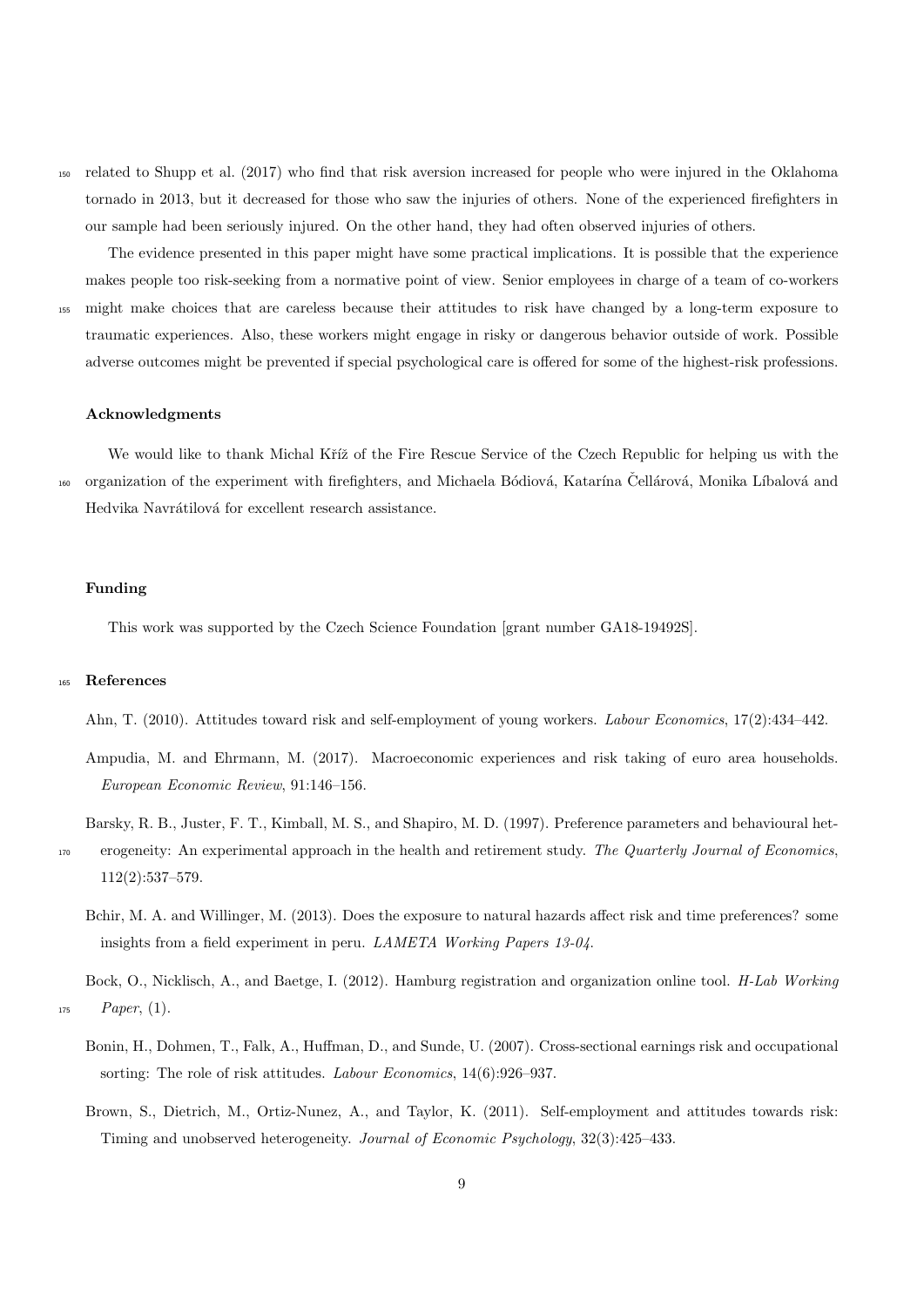related to Shupp et al. (2017) who find that risk aversion increased for people who were injured in the Oklahoma tornado in 2013, but it decreased for those who saw the injuries of others. None of the experienced firefighters in our sample had been seriously injured. On the other hand, they had often observed injuries of others.

The evidence presented in this paper might have some practical implications. It is possible that the experience makes people too risk-seeking from a normative point of view. Senior employees in charge of a team of co-workers might make choices that are careless because their attitudes to risk have changed by a long-term exposure to traumatic experiences. Also, these workers might engage in risky or dangerous behavior outside of work. Possible adverse outcomes might be prevented if special psychological care is offered for some of the highest-risk professions.

### Acknowledgments

We would like to thank Michal Kříž of the Fire Rescue Service of the Czech Republic for helping us with the organization of the experiment with firefighters, and Michaela Bódiová, Katarína Čellárová, Monika Líbalová and Hedvika Navrátilová for excellent research assistance.

### Funding

This work was supported by the Czech Science Foundation [grant number GA18-19492S].

### References

Ahn, T. (2010). Attitudes toward risk and self-employment of young workers. *Labour Economics*, 17(2):434–442.

Ampudia, M. and Ehrmann, M. (2017). Macroeconomic experiences and risk taking of euro area households. *European Economic Review*, 91:146–156.

Barsky, R. B., Juster, F. T., Kimball, M. S., and Shapiro, M. D. (1997). Preference parameters and behavioural heterogeneity: An experimental approach in the health and retirement study. *The Quarterly Journal of Economics*, 112(2):537–579.

Bchir, M. A. and Willinger, M. (2013). Does the exposure to natural hazards affect risk and time preferences? some insights from a field experiment in peru. *LAMETA Working Papers 13-04*.

Bock, O., Nicklisch, A., and Baetge, I. (2012). Hamburg registration and organization online tool. *H-Lab Working Paper*, (1).

Bonin, H., Dohmen, T., Falk, A., Huffman, D., and Sunde, U. (2007). Cross-sectional earnings risk and occupational sorting: The role of risk attitudes. *Labour Economics*, 14(6):926–937.

Brown, S., Dietrich, M., Ortiz-Nunez, A., and Taylor, K. (2011). Self-employment and attitudes towards risk: Timing and unobserved heterogeneity. *Journal of Economic Psychology*, 32(3):425–433.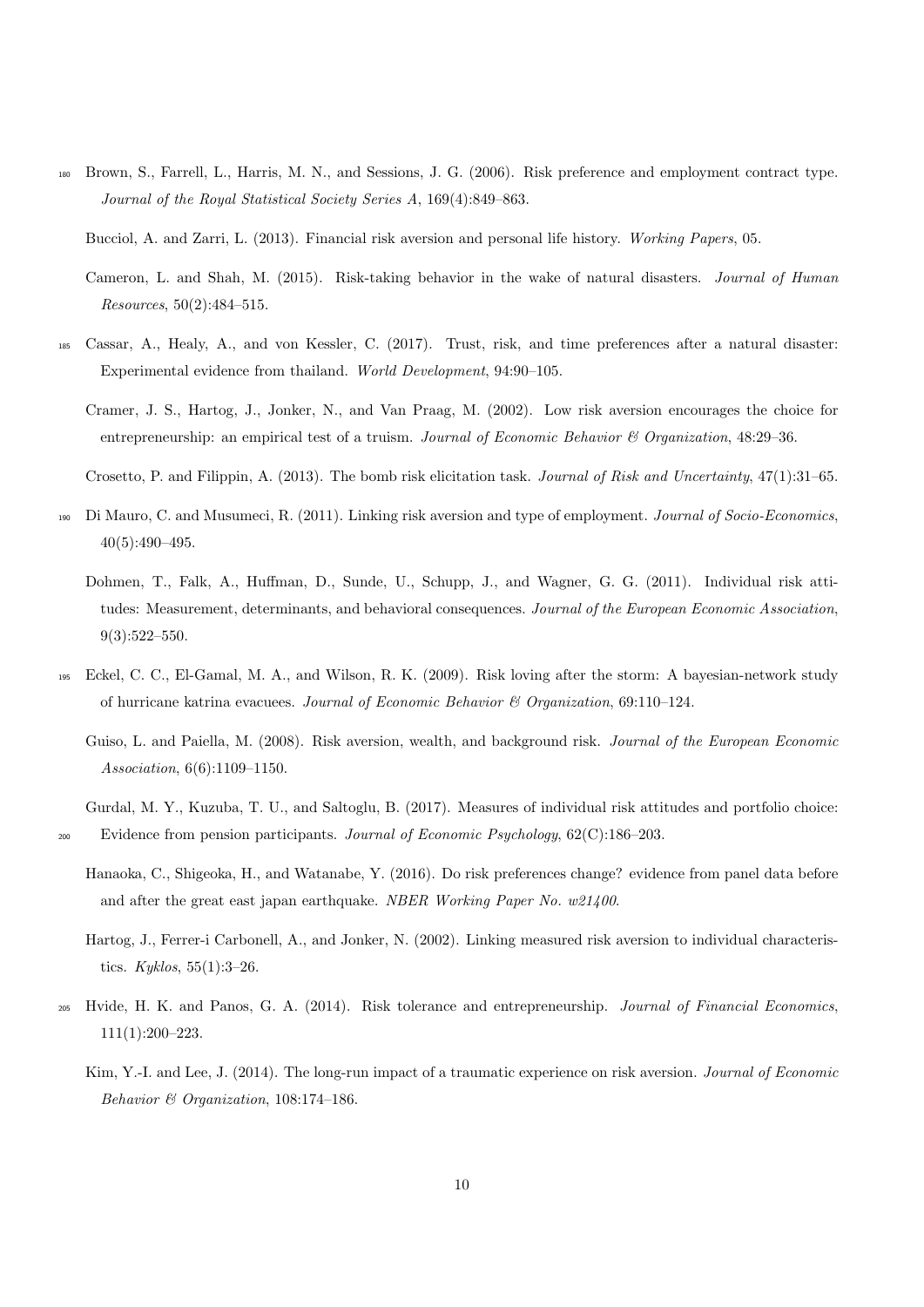Brown, S., Farrell, L., Harris, M. N., and Sessions, J. G. (2006). Risk preference and employment contract type. *Journal of the Royal Statistical Society Series A*, 169(4):849–863.

Bucciol, A. and Zarri, L. (2013). Financial risk aversion and personal life history. *Working Papers*, 05.

Cameron, L. and Shah, M. (2015). Risk-taking behavior in the wake of natural disasters. *Journal of Human Resources*, 50(2):484–515.

Cassar, A., Healy, A., and von Kessler, C. (2017). Trust, risk, and time preferences after a natural disaster: Experimental evidence from thailand. *World Development*, 94:90–105.

Cramer, J. S., Hartog, J., Jonker, N., and Van Praag, M. (2002). Low risk aversion encourages the choice for entrepreneurship: an empirical test of a truism. *Journal of Economic Behavior & Organization*, 48:29–36.

Crosetto, P. and Filippin, A. (2013). The bomb risk elicitation task. *Journal of Risk and Uncertainty*, 47(1):31–65.

Di Mauro, C. and Musumeci, R. (2011). Linking risk aversion and type of employment. *Journal of Socio-Economics*, 40(5):490–495.

Dohmen, T., Falk, A., Huffman, D., Sunde, U., Schupp, J., and Wagner, G. G. (2011). Individual risk attitudes: Measurement, determinants, and behavioral consequences. *Journal of the European Economic Association*, 9(3):522–550.

Eckel, C. C., El-Gamal, M. A., and Wilson, R. K. (2009). Risk loving after the storm: A bayesian-network study of hurricane katrina evacuees. *Journal of Economic Behavior & Organization*, 69:110–124.

Guiso, L. and Paiella, M. (2008). Risk aversion, wealth, and background risk. *Journal of the European Economic Association*, 6(6):1109–1150.

Gurdal, M. Y., Kuzuba, T. U., and Saltoglu, B. (2017). Measures of individual risk attitudes and portfolio choice: Evidence from pension participants. *Journal of Economic Psychology*, 62(C):186–203.

Hanaoka, C., Shigeoka, H., and Watanabe, Y. (2016). Do risk preferences change? evidence from panel data before and after the great east japan earthquake. *NBER Working Paper No. w21400*.

Hartog, J., Ferrer-i Carbonell, A., and Jonker, N. (2002). Linking measured risk aversion to individual characteristics. *Kyklos*, 55(1):3–26.

Hvide, H. K. and Panos, G. A. (2014). Risk tolerance and entrepreneurship. *Journal of Financial Economics*, 111(1):200–223.

Kim, Y.-I. and Lee, J. (2014). The long-run impact of a traumatic experience on risk aversion. *Journal of Economic Behavior & Organization*, 108:174–186.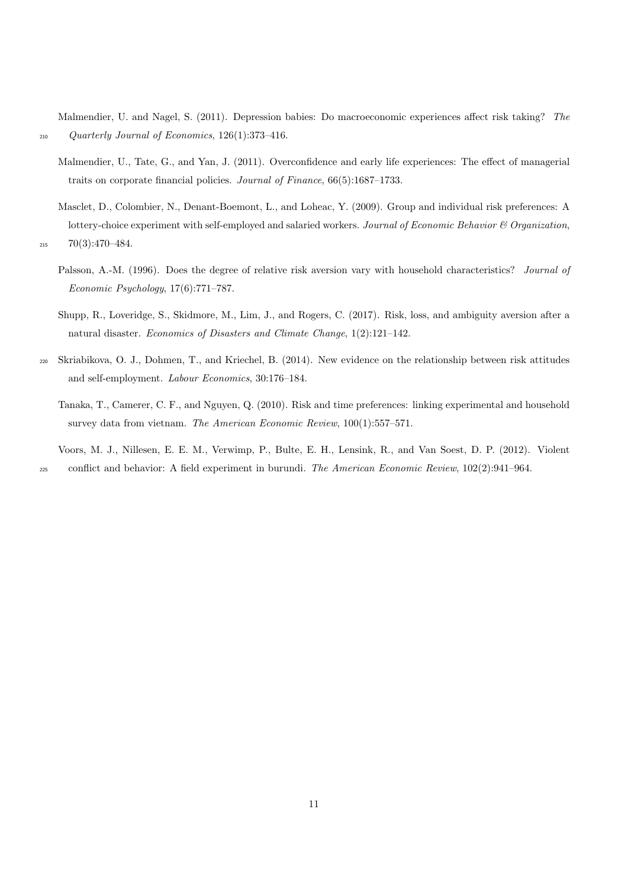Malmendier, U. and Nagel, S. (2011). Depression babies: Do macroeconomic experiences affect risk taking? *The Quarterly Journal of Economics*, 126(1):373–416.

Malmendier, U., Tate, G., and Yan, J. (2011). Overconfidence and early life experiences: The effect of managerial traits on corporate financial policies. *Journal of Finance*, 66(5):1687–1733.

Masclet, D., Colombier, N., Denant-Boemont, L., and Loheac, Y. (2009). Group and individual risk preferences: A lottery-choice experiment with self-employed and salaried workers. *Journal of Economic Behavior & Organization*, 70(3):470–484.

Palsson, A.-M. (1996). Does the degree of relative risk aversion vary with household characteristics? *Journal of Economic Psychology*, 17(6):771–787.

Shupp, R., Loveridge, S., Skidmore, M., Lim, J., and Rogers, C. (2017). Risk, loss, and ambiguity aversion after a natural disaster. *Economics of Disasters and Climate Change*, 1(2):121–142.

Skriabikova, O. J., Dohmen, T., and Kriechel, B. (2014). New evidence on the relationship between risk attitudes and self-employment. *Labour Economics*, 30:176–184.

Tanaka, T., Camerer, C. F., and Nguyen, Q. (2010). Risk and time preferences: linking experimental and household survey data from vietnam. *The American Economic Review*, 100(1):557–571.

Voors, M. J., Nillesen, E. E. M., Verwimp, P., Bulte, E. H., Lensink, R., and Van Soest, D. P. (2012). Violent conflict and behavior: A field experiment in burundi. *The American Economic Review*, 102(2):941–964.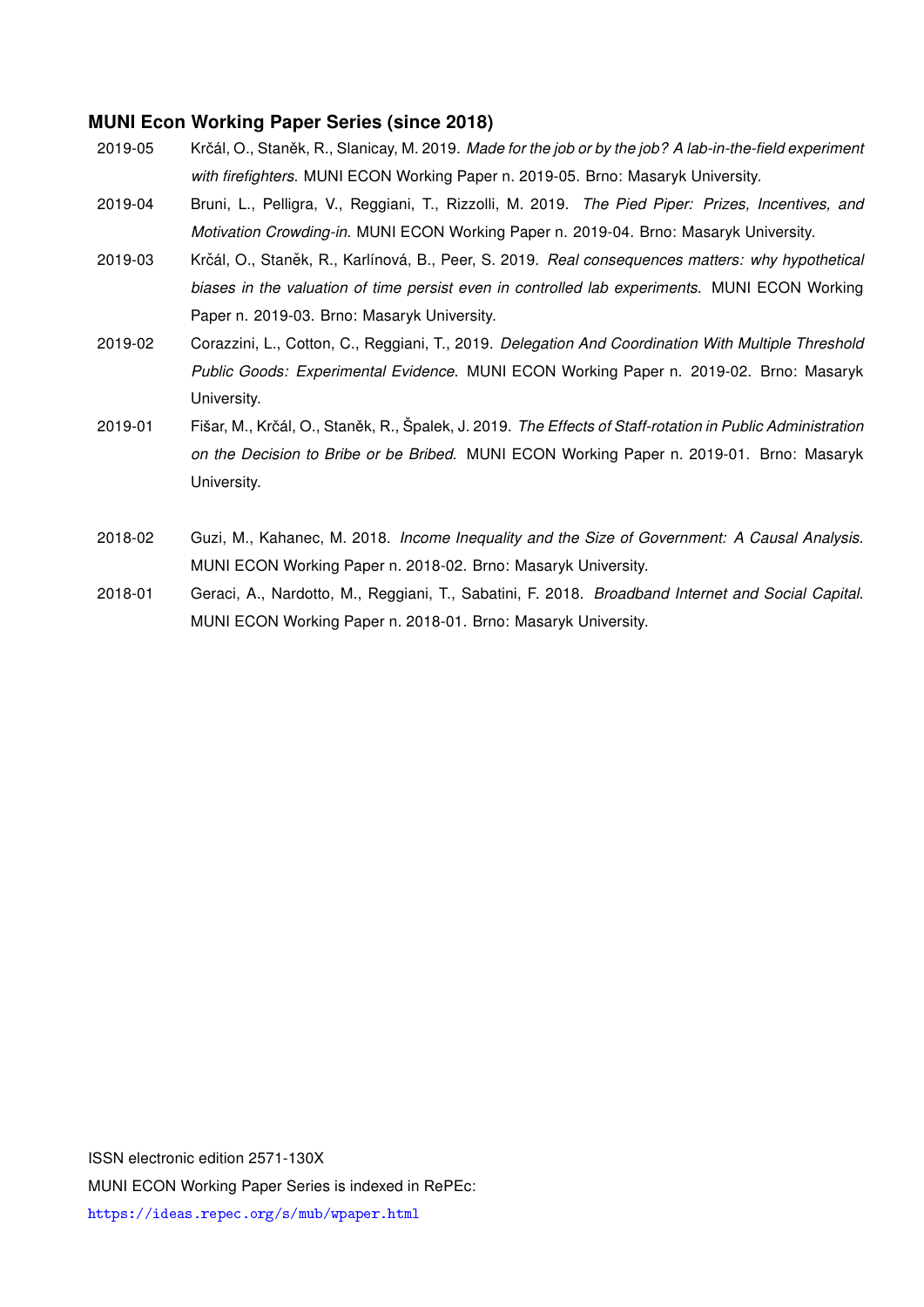## MUNI Econ Working Paper Series (since 2018)

2019-05 Krčál, O., Staněk, R., Slanicay, M. 2019. *Made for the job or by the job? A lab-in-the-field experiment with firefighters*. MUNI ECON Working Paper n. 2019-05. Brno: Masaryk University.

2019-04 Bruni, L., Pelligra, V., Reggiani, T., Rizzolli, M. 2019. *The Pied Piper: Prizes, Incentives, and Motivation Crowding-in*. MUNI ECON Working Paper n. 2019-04. Brno: Masaryk University.

2019-03 Krčál, O., Staněk, R., Karlínová, B., Peer, S. 2019. *Real consequences matters: why hypothetical biases in the valuation of time persist even in controlled lab experiments*. MUNI ECON Working Paper n. 2019-03. Brno: Masaryk University.

2019-02 Corazzini, L., Cotton, C., Reggiani, T., 2019. *Delegation And Coordination With Multiple Threshold Public Goods: Experimental Evidence*. MUNI ECON Working Paper n. 2019-02. Brno: Masaryk University.

2019-01 Fišar, M., Krčál, O., Staněk, R., Špalek, J. 2019. *The Effects of Staff-rotation in Public Administration on the Decision to Bribe or be Bribed*. MUNI ECON Working Paper n. 2019-01. Brno: Masaryk University.

2018-02 Guzi, M., Kahanec, M. 2018. *Income Inequality and the Size of Government: A Causal Analysis*. MUNI ECON Working Paper n. 2018-02. Brno: Masaryk University.

2018-01 Geraci, A., Nardotto, M., Reggiani, T., Sabatini, F. 2018. *Broadband Internet and Social Capital*. MUNI ECON Working Paper n. 2018-01. Brno: Masaryk University.

ISSN electronic edition 2571-130X

MUNI ECON Working Paper Series is indexed in RePEc:

https://ideas.repec.org/s/mub/wpaper.html